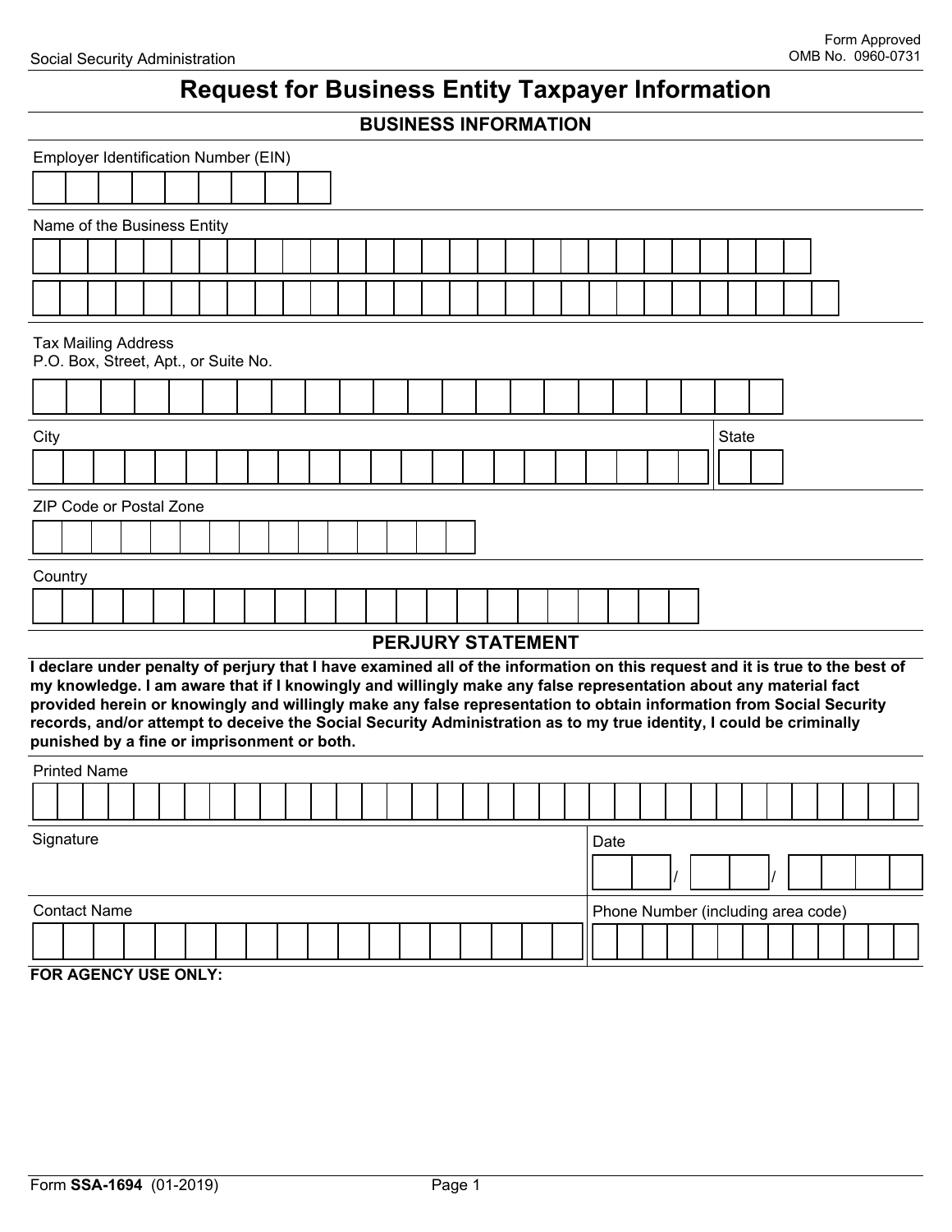Social Security Administration

Form Approved
OMB No. 0960-0731

# Request for Business Entity Taxpayer Information

## BUSINESS INFORMATION

Employer Identification Number (EIN)

Name of the Business Entity

Tax Mailing Address
P.O. Box, Street, Apt., or Suite No.

City

State

ZIP Code or Postal Zone

Country

## PERJURY STATEMENT

**I declare under penalty of perjury that I have examined all of the information on this request and it is true to the best of my knowledge. I am aware that if I knowingly and willingly make any false representation about any material fact provided herein or knowingly and willingly make any false representation to obtain information from Social Security records, and/or attempt to deceive the Social Security Administration as to my true identity, I could be criminally punished by a fine or imprisonment or both.**

Printed Name

Signature

Date
/ /

Contact Name

Phone Number (including area code)

**FOR AGENCY USE ONLY:**

Form **SSA-1694** (01-2019)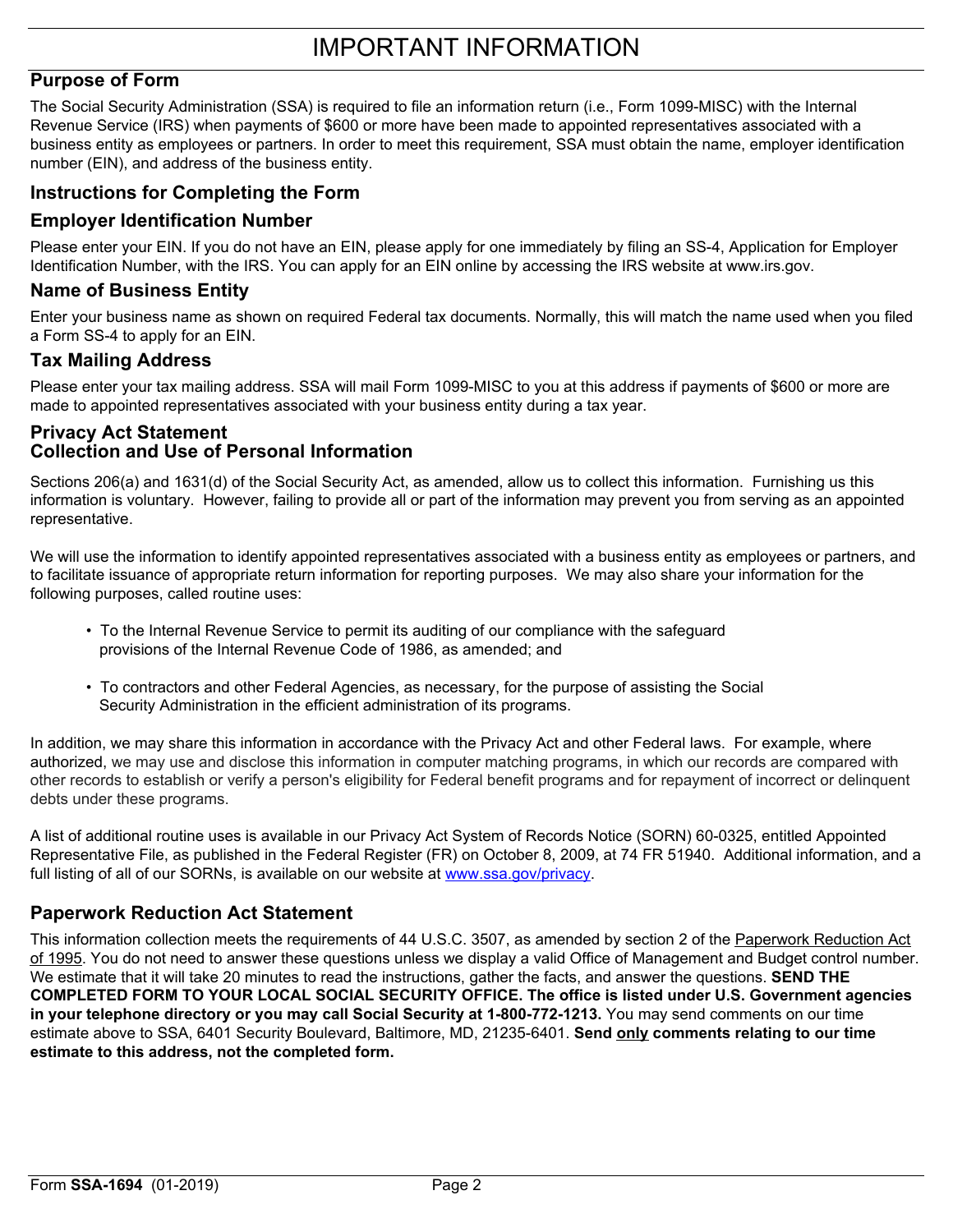# IMPORTANT INFORMATION

## Purpose of Form

The Social Security Administration (SSA) is required to file an information return (i.e., Form 1099-MISC) with the Internal Revenue Service (IRS) when payments of $600 or more have been made to appointed representatives associated with a business entity as employees or partners. In order to meet this requirement, SSA must obtain the name, employer identification number (EIN), and address of the business entity.

## Instructions for Completing the Form

## Employer Identification Number

Please enter your EIN. If you do not have an EIN, please apply for one immediately by filing an SS-4, Application for Employer Identification Number, with the IRS. You can apply for an EIN online by accessing the IRS website at www.irs.gov.

## Name of Business Entity

Enter your business name as shown on required Federal tax documents. Normally, this will match the name used when you filed a Form SS-4 to apply for an EIN.

## Tax Mailing Address

Please enter your tax mailing address. SSA will mail Form 1099-MISC to you at this address if payments of $600 or more are made to appointed representatives associated with your business entity during a tax year.

## Privacy Act Statement
## Collection and Use of Personal Information

Sections 206(a) and 1631(d) of the Social Security Act, as amended, allow us to collect this information. Furnishing us this information is voluntary. However, failing to provide all or part of the information may prevent you from serving as an appointed representative.

We will use the information to identify appointed representatives associated with a business entity as employees or partners, and to facilitate issuance of appropriate return information for reporting purposes. We may also share your information for the following purposes, called routine uses:

- To the Internal Revenue Service to permit its auditing of our compliance with the safeguard provisions of the Internal Revenue Code of 1986, as amended; and
- To contractors and other Federal Agencies, as necessary, for the purpose of assisting the Social Security Administration in the efficient administration of its programs.

In addition, we may share this information in accordance with the Privacy Act and other Federal laws. For example, where authorized, we may use and disclose this information in computer matching programs, in which our records are compared with other records to establish or verify a person's eligibility for Federal benefit programs and for repayment of incorrect or delinquent debts under these programs.

A list of additional routine uses is available in our Privacy Act System of Records Notice (SORN) 60-0325, entitled Appointed Representative File, as published in the Federal Register (FR) on October 8, 2009, at 74 FR 51940. Additional information, and a full listing of all of our SORNs, is available on our website at www.ssa.gov/privacy.

## Paperwork Reduction Act Statement

This information collection meets the requirements of 44 U.S.C. 3507, as amended by section 2 of the Paperwork Reduction Act of 1995. You do not need to answer these questions unless we display a valid Office of Management and Budget control number. We estimate that it will take 20 minutes to read the instructions, gather the facts, and answer the questions. **SEND THE COMPLETED FORM TO YOUR LOCAL SOCIAL SECURITY OFFICE. The office is listed under U.S. Government agencies in your telephone directory or you may call Social Security at 1-800-772-1213.** You may send comments on our time estimate above to SSA, 6401 Security Boulevard, Baltimore, MD, 21235-6401. **Send only comments relating to our time estimate to this address, not the completed form.**

Form **SSA-1694** (01-2019)